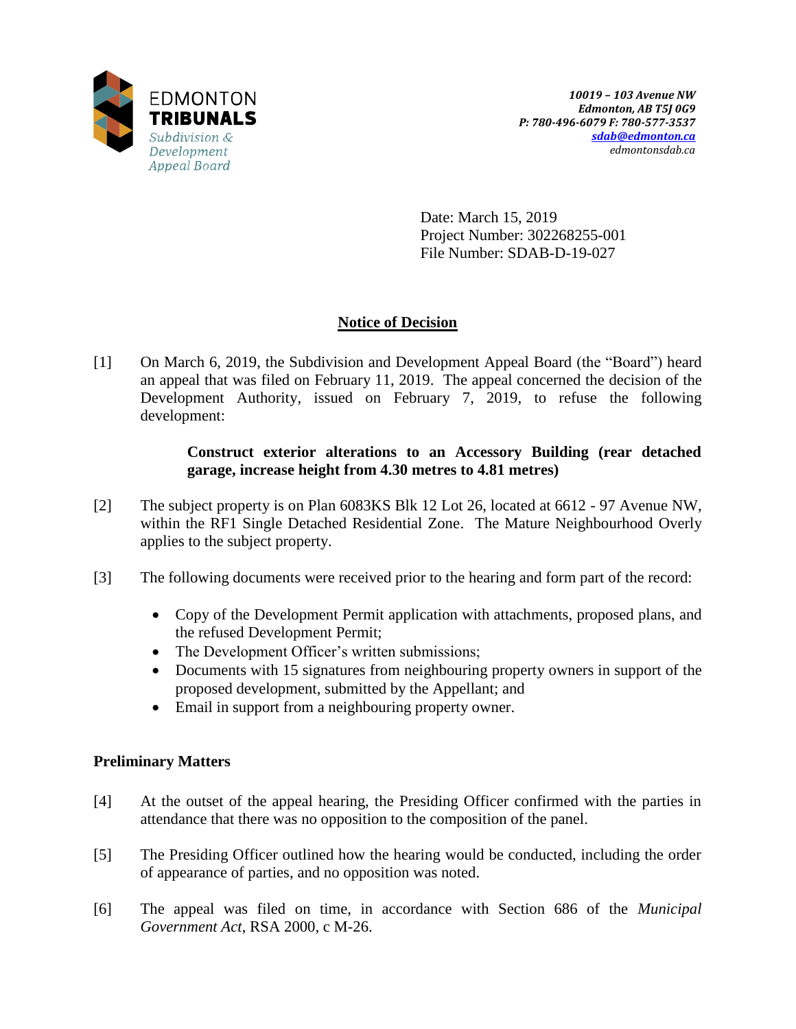EDMONTON
**TRIBUNALS**
*Subdivision & Development Appeal Board*

***10019 – 103 Avenue NW***
***Edmonton, AB T5J 0G9***
***P: 780-496-6079 F: 780-577-3537***
***sdab@edmonton.ca***
*edmontonsdab.ca*

Date: March 15, 2019
Project Number: 302268255-001
File Number: SDAB-D-19-027

## Notice of Decision

[1] On March 6, 2019, the Subdivision and Development Appeal Board (the "Board") heard an appeal that was filed on February 11, 2019. The appeal concerned the decision of the Development Authority, issued on February 7, 2019, to refuse the following development:

> **Construct exterior alterations to an Accessory Building (rear detached garage, increase height from 4.30 metres to 4.81 metres)**

[2] The subject property is on Plan 6083KS Blk 12 Lot 26, located at 6612 - 97 Avenue NW, within the RF1 Single Detached Residential Zone. The Mature Neighbourhood Overly applies to the subject property.

[3] The following documents were received prior to the hearing and form part of the record:

- Copy of the Development Permit application with attachments, proposed plans, and the refused Development Permit;
- The Development Officer's written submissions;
- Documents with 15 signatures from neighbouring property owners in support of the proposed development, submitted by the Appellant; and
- Email in support from a neighbouring property owner.

### Preliminary Matters

[4] At the outset of the appeal hearing, the Presiding Officer confirmed with the parties in attendance that there was no opposition to the composition of the panel.

[5] The Presiding Officer outlined how the hearing would be conducted, including the order of appearance of parties, and no opposition was noted.

[6] The appeal was filed on time, in accordance with Section 686 of the *Municipal Government Act*, RSA 2000, c M-26.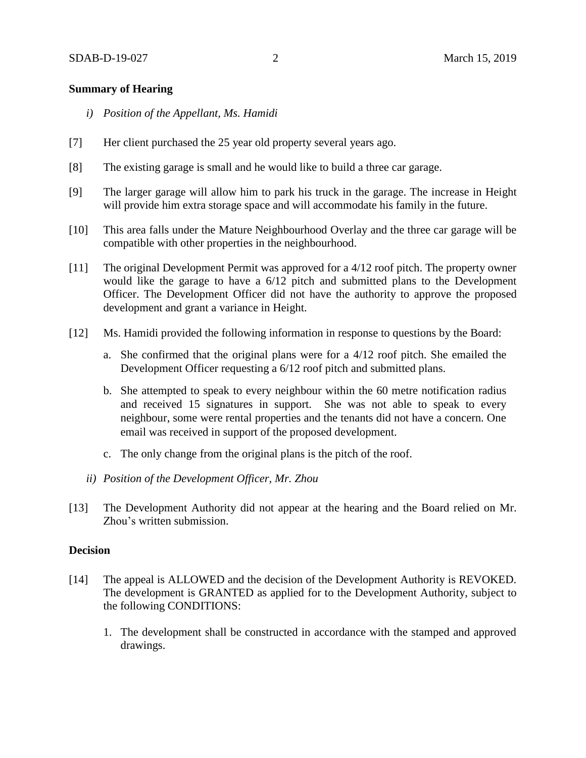**Summary of Hearing**

*i) Position of the Appellant, Ms. Hamidi*

[7] Her client purchased the 25 year old property several years ago.

[8] The existing garage is small and he would like to build a three car garage.

[9] The larger garage will allow him to park his truck in the garage. The increase in Height will provide him extra storage space and will accommodate his family in the future.

[10] This area falls under the Mature Neighbourhood Overlay and the three car garage will be compatible with other properties in the neighbourhood.

[11] The original Development Permit was approved for a 4/12 roof pitch. The property owner would like the garage to have a 6/12 pitch and submitted plans to the Development Officer. The Development Officer did not have the authority to approve the proposed development and grant a variance in Height.

[12] Ms. Hamidi provided the following information in response to questions by the Board:

a. She confirmed that the original plans were for a 4/12 roof pitch. She emailed the Development Officer requesting a 6/12 roof pitch and submitted plans.

b. She attempted to speak to every neighbour within the 60 metre notification radius and received 15 signatures in support. She was not able to speak to every neighbour, some were rental properties and the tenants did not have a concern. One email was received in support of the proposed development.

c. The only change from the original plans is the pitch of the roof.

*ii) Position of the Development Officer, Mr. Zhou*

[13] The Development Authority did not appear at the hearing and the Board relied on Mr. Zhou's written submission.

**Decision**

[14] The appeal is ALLOWED and the decision of the Development Authority is REVOKED. The development is GRANTED as applied for to the Development Authority, subject to the following CONDITIONS:

1. The development shall be constructed in accordance with the stamped and approved drawings.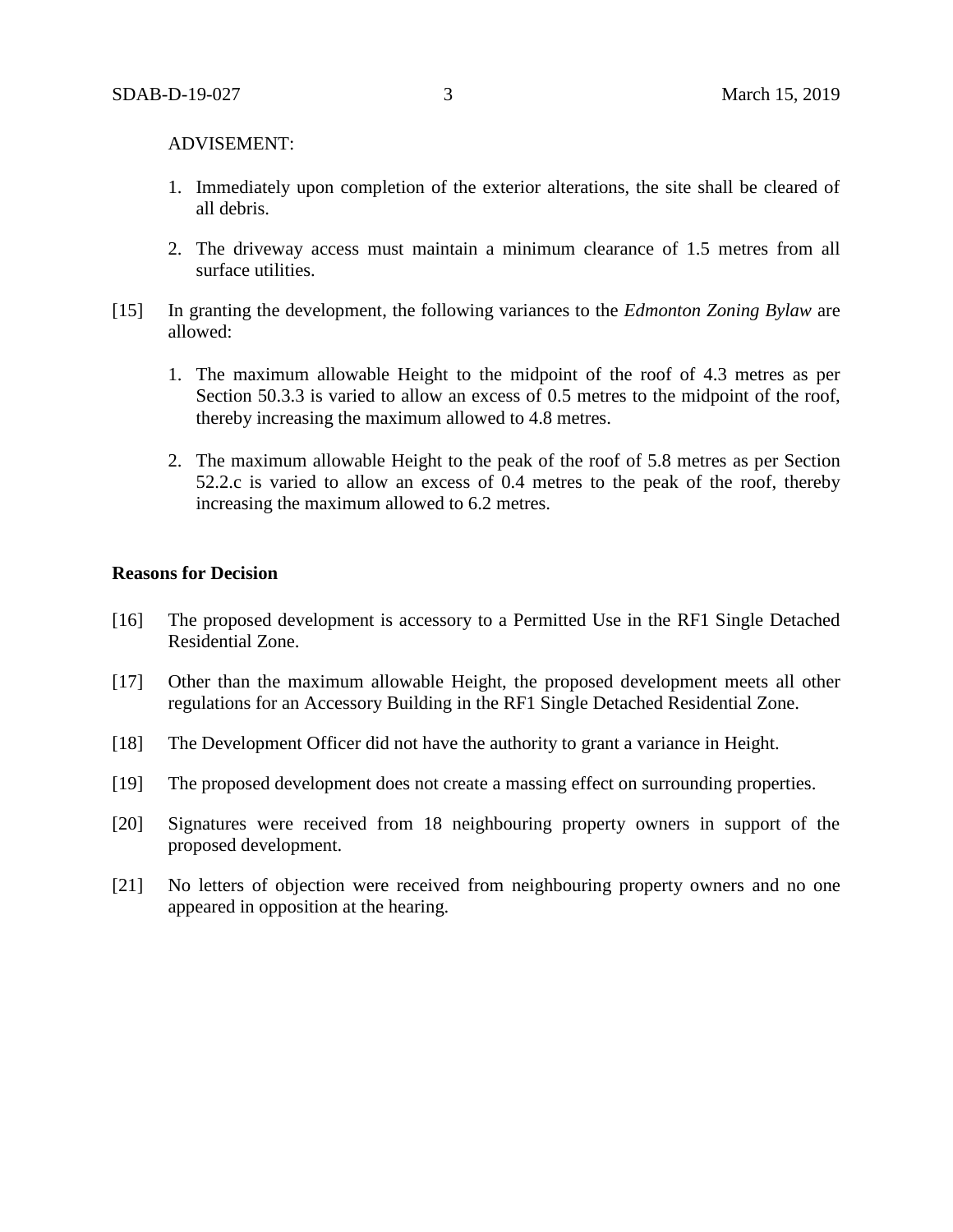ADVISEMENT:

1. Immediately upon completion of the exterior alterations, the site shall be cleared of all debris.

2. The driveway access must maintain a minimum clearance of 1.5 metres from all surface utilities.

[15] In granting the development, the following variances to the *Edmonton Zoning Bylaw* are allowed:

1. The maximum allowable Height to the midpoint of the roof of 4.3 metres as per Section 50.3.3 is varied to allow an excess of 0.5 metres to the midpoint of the roof, thereby increasing the maximum allowed to 4.8 metres.

2. The maximum allowable Height to the peak of the roof of 5.8 metres as per Section 52.2.c is varied to allow an excess of 0.4 metres to the peak of the roof, thereby increasing the maximum allowed to 6.2 metres.

**Reasons for Decision**

[16] The proposed development is accessory to a Permitted Use in the RF1 Single Detached Residential Zone.

[17] Other than the maximum allowable Height, the proposed development meets all other regulations for an Accessory Building in the RF1 Single Detached Residential Zone.

[18] The Development Officer did not have the authority to grant a variance in Height.

[19] The proposed development does not create a massing effect on surrounding properties.

[20] Signatures were received from 18 neighbouring property owners in support of the proposed development.

[21] No letters of objection were received from neighbouring property owners and no one appeared in opposition at the hearing.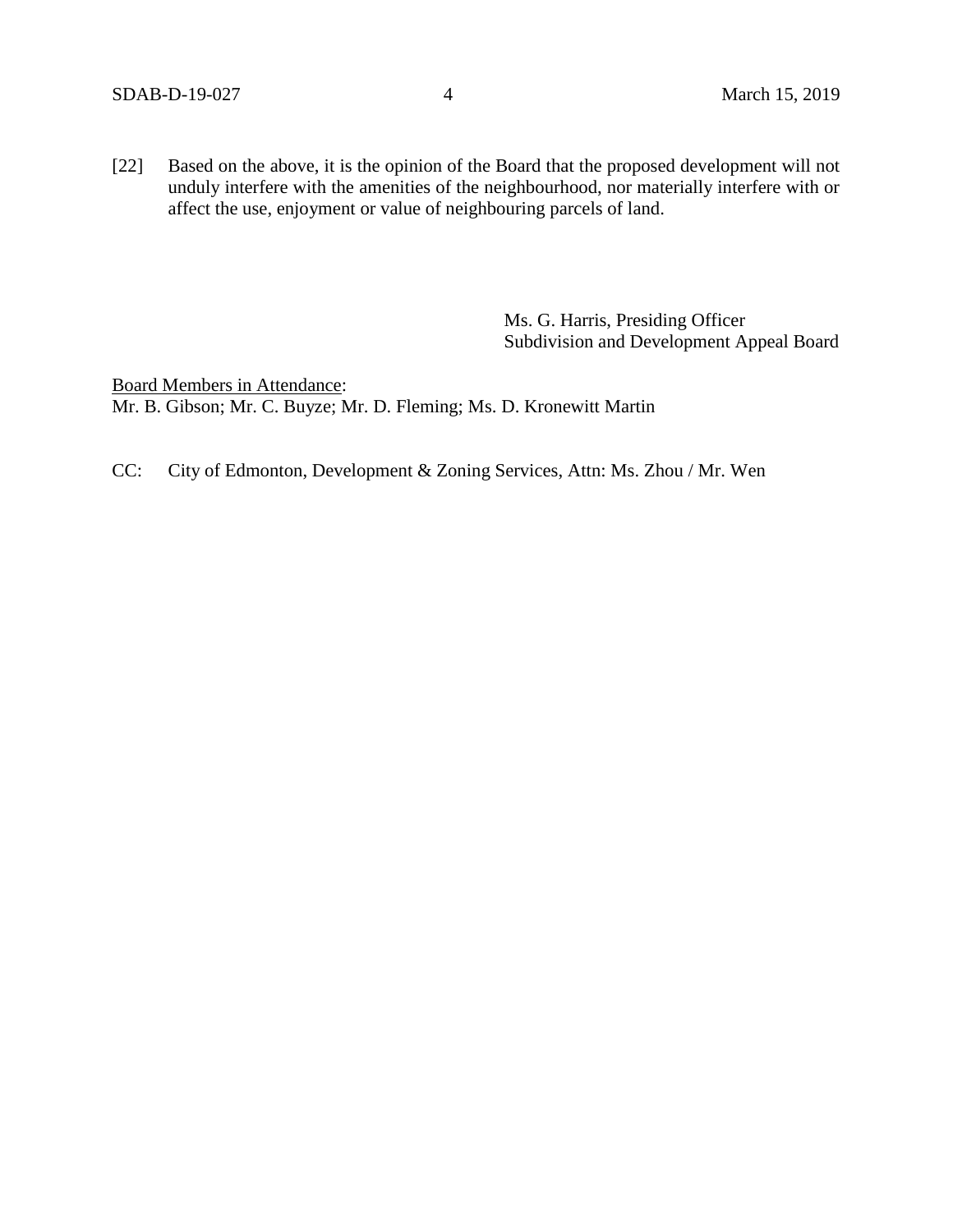[22] Based on the above, it is the opinion of the Board that the proposed development will not unduly interfere with the amenities of the neighbourhood, nor materially interfere with or affect the use, enjoyment or value of neighbouring parcels of land.

Ms. G. Harris, Presiding Officer
Subdivision and Development Appeal Board

<u>Board Members in Attendance</u>:
Mr. B. Gibson; Mr. C. Buyze; Mr. D. Fleming; Ms. D. Kronewitt Martin

CC: City of Edmonton, Development & Zoning Services, Attn: Ms. Zhou / Mr. Wen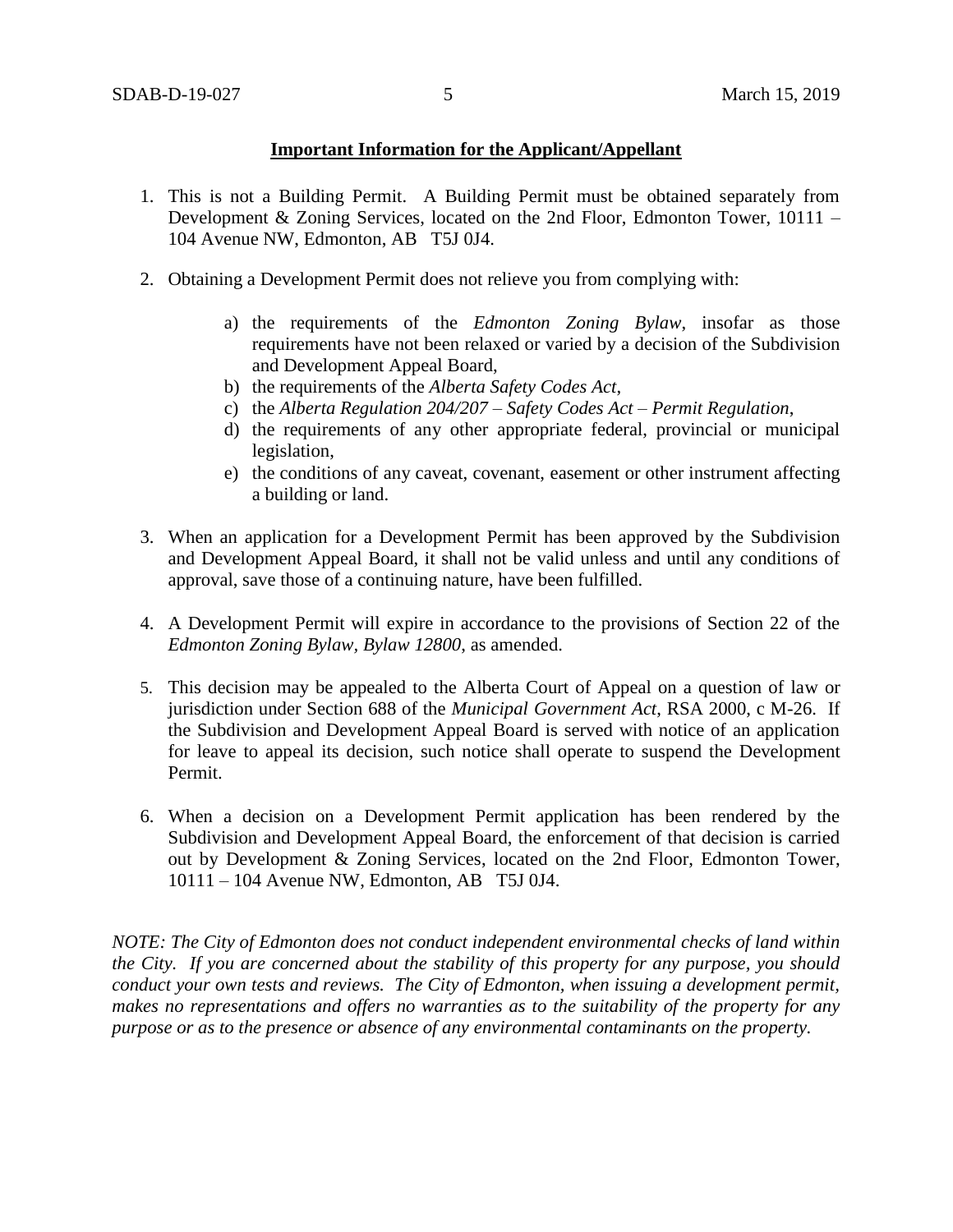**Important Information for the Applicant/Appellant**

1. This is not a Building Permit. A Building Permit must be obtained separately from Development & Zoning Services, located on the 2nd Floor, Edmonton Tower, 10111 – 104 Avenue NW, Edmonton, AB T5J 0J4.

2. Obtaining a Development Permit does not relieve you from complying with:

   a) the requirements of the *Edmonton Zoning Bylaw*, insofar as those requirements have not been relaxed or varied by a decision of the Subdivision and Development Appeal Board,
   b) the requirements of the *Alberta Safety Codes Act*,
   c) the *Alberta Regulation 204/207 – Safety Codes Act – Permit Regulation*,
   d) the requirements of any other appropriate federal, provincial or municipal legislation,
   e) the conditions of any caveat, covenant, easement or other instrument affecting a building or land.

3. When an application for a Development Permit has been approved by the Subdivision and Development Appeal Board, it shall not be valid unless and until any conditions of approval, save those of a continuing nature, have been fulfilled.

4. A Development Permit will expire in accordance to the provisions of Section 22 of the *Edmonton Zoning Bylaw, Bylaw 12800*, as amended.

5. This decision may be appealed to the Alberta Court of Appeal on a question of law or jurisdiction under Section 688 of the *Municipal Government Act*, RSA 2000, c M-26. If the Subdivision and Development Appeal Board is served with notice of an application for leave to appeal its decision, such notice shall operate to suspend the Development Permit.

6. When a decision on a Development Permit application has been rendered by the Subdivision and Development Appeal Board, the enforcement of that decision is carried out by Development & Zoning Services, located on the 2nd Floor, Edmonton Tower, 10111 – 104 Avenue NW, Edmonton, AB T5J 0J4.

*NOTE: The City of Edmonton does not conduct independent environmental checks of land within the City. If you are concerned about the stability of this property for any purpose, you should conduct your own tests and reviews. The City of Edmonton, when issuing a development permit, makes no representations and offers no warranties as to the suitability of the property for any purpose or as to the presence or absence of any environmental contaminants on the property.*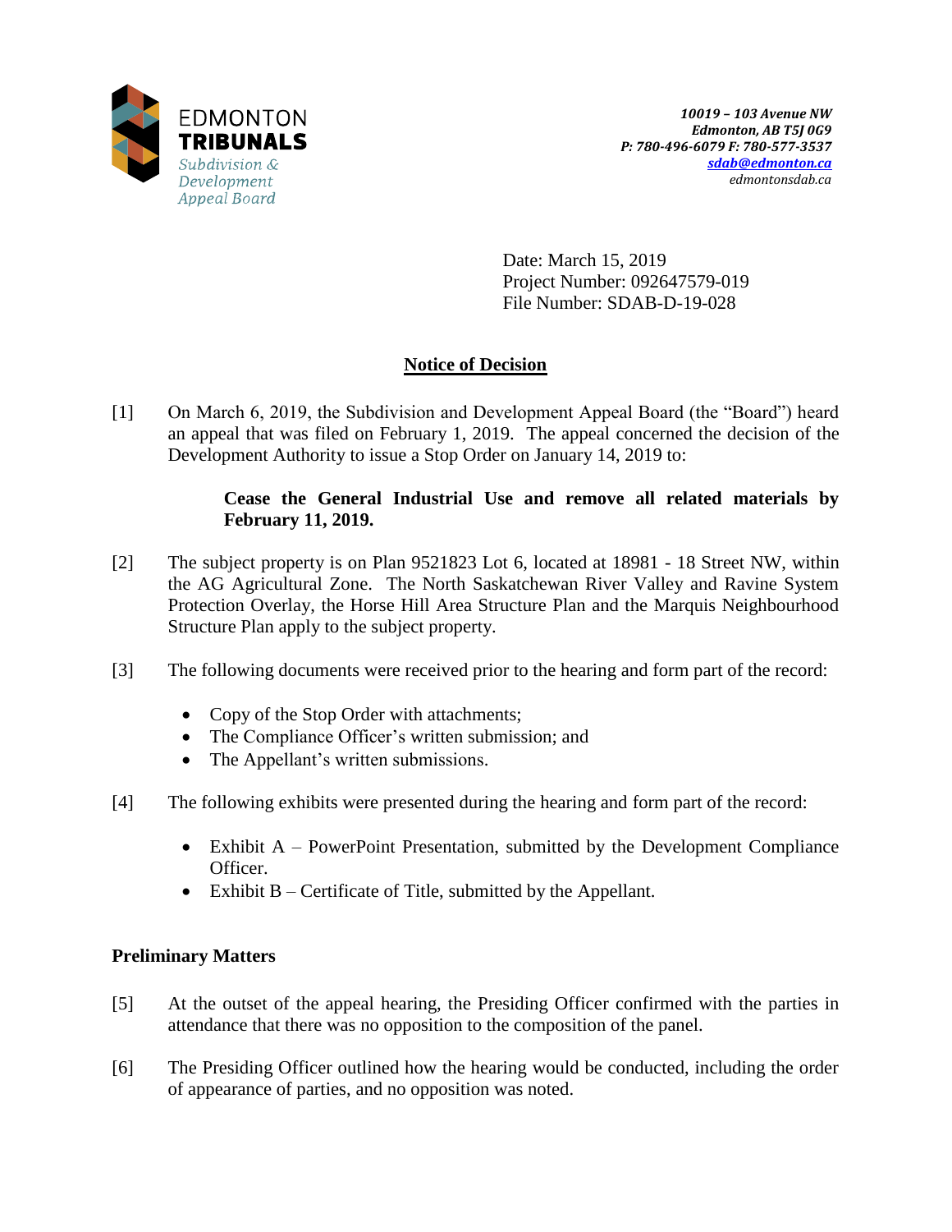Date: March 15, 2019
Project Number: 092647579-019
File Number: SDAB-D-19-028

## Notice of Decision

[1] On March 6, 2019, the Subdivision and Development Appeal Board (the "Board") heard an appeal that was filed on February 1, 2019. The appeal concerned the decision of the Development Authority to issue a Stop Order on January 14, 2019 to:

> **Cease the General Industrial Use and remove all related materials by February 11, 2019.**

[2] The subject property is on Plan 9521823 Lot 6, located at 18981 - 18 Street NW, within the AG Agricultural Zone. The North Saskatchewan River Valley and Ravine System Protection Overlay, the Horse Hill Area Structure Plan and the Marquis Neighbourhood Structure Plan apply to the subject property.

[3] The following documents were received prior to the hearing and form part of the record:

- Copy of the Stop Order with attachments;
- The Compliance Officer's written submission; and
- The Appellant's written submissions.

[4] The following exhibits were presented during the hearing and form part of the record:

- Exhibit A – PowerPoint Presentation, submitted by the Development Compliance Officer.
- Exhibit B – Certificate of Title, submitted by the Appellant.

### Preliminary Matters

[5] At the outset of the appeal hearing, the Presiding Officer confirmed with the parties in attendance that there was no opposition to the composition of the panel.

[6] The Presiding Officer outlined how the hearing would be conducted, including the order of appearance of parties, and no opposition was noted.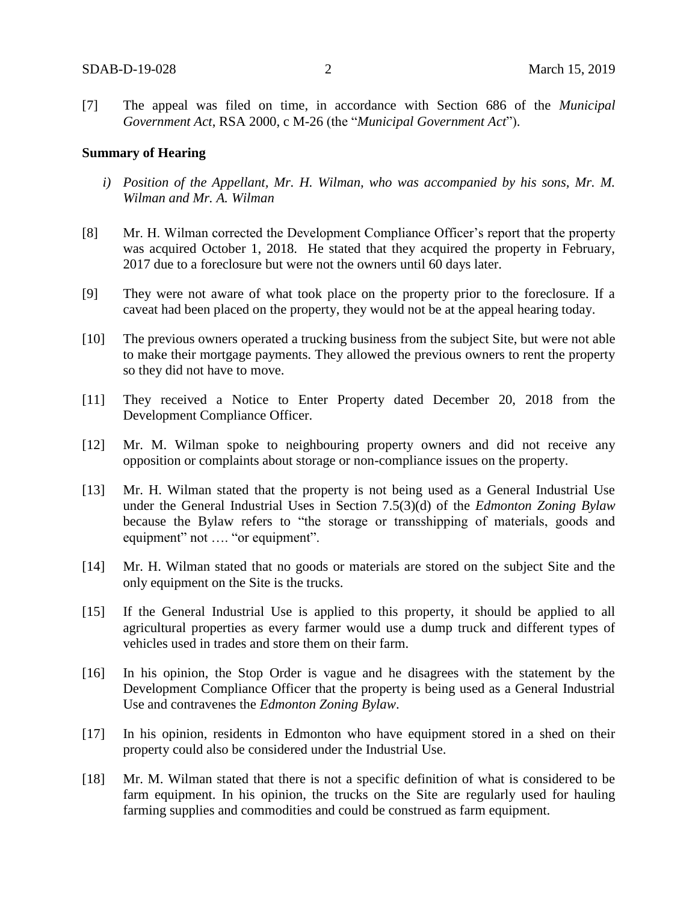[7] The appeal was filed on time, in accordance with Section 686 of the *Municipal Government Act*, RSA 2000, c M-26 (the "*Municipal Government Act*").

**Summary of Hearing**

*i) Position of the Appellant, Mr. H. Wilman, who was accompanied by his sons, Mr. M. Wilman and Mr. A. Wilman*

[8] Mr. H. Wilman corrected the Development Compliance Officer's report that the property was acquired October 1, 2018. He stated that they acquired the property in February, 2017 due to a foreclosure but were not the owners until 60 days later.

[9] They were not aware of what took place on the property prior to the foreclosure. If a caveat had been placed on the property, they would not be at the appeal hearing today.

[10] The previous owners operated a trucking business from the subject Site, but were not able to make their mortgage payments. They allowed the previous owners to rent the property so they did not have to move.

[11] They received a Notice to Enter Property dated December 20, 2018 from the Development Compliance Officer.

[12] Mr. M. Wilman spoke to neighbouring property owners and did not receive any opposition or complaints about storage or non-compliance issues on the property.

[13] Mr. H. Wilman stated that the property is not being used as a General Industrial Use under the General Industrial Uses in Section 7.5(3)(d) of the *Edmonton Zoning Bylaw* because the Bylaw refers to "the storage or transshipping of materials, goods and equipment" not …. "or equipment".

[14] Mr. H. Wilman stated that no goods or materials are stored on the subject Site and the only equipment on the Site is the trucks.

[15] If the General Industrial Use is applied to this property, it should be applied to all agricultural properties as every farmer would use a dump truck and different types of vehicles used in trades and store them on their farm.

[16] In his opinion, the Stop Order is vague and he disagrees with the statement by the Development Compliance Officer that the property is being used as a General Industrial Use and contravenes the *Edmonton Zoning Bylaw*.

[17] In his opinion, residents in Edmonton who have equipment stored in a shed on their property could also be considered under the Industrial Use.

[18] Mr. M. Wilman stated that there is not a specific definition of what is considered to be farm equipment. In his opinion, the trucks on the Site are regularly used for hauling farming supplies and commodities and could be construed as farm equipment.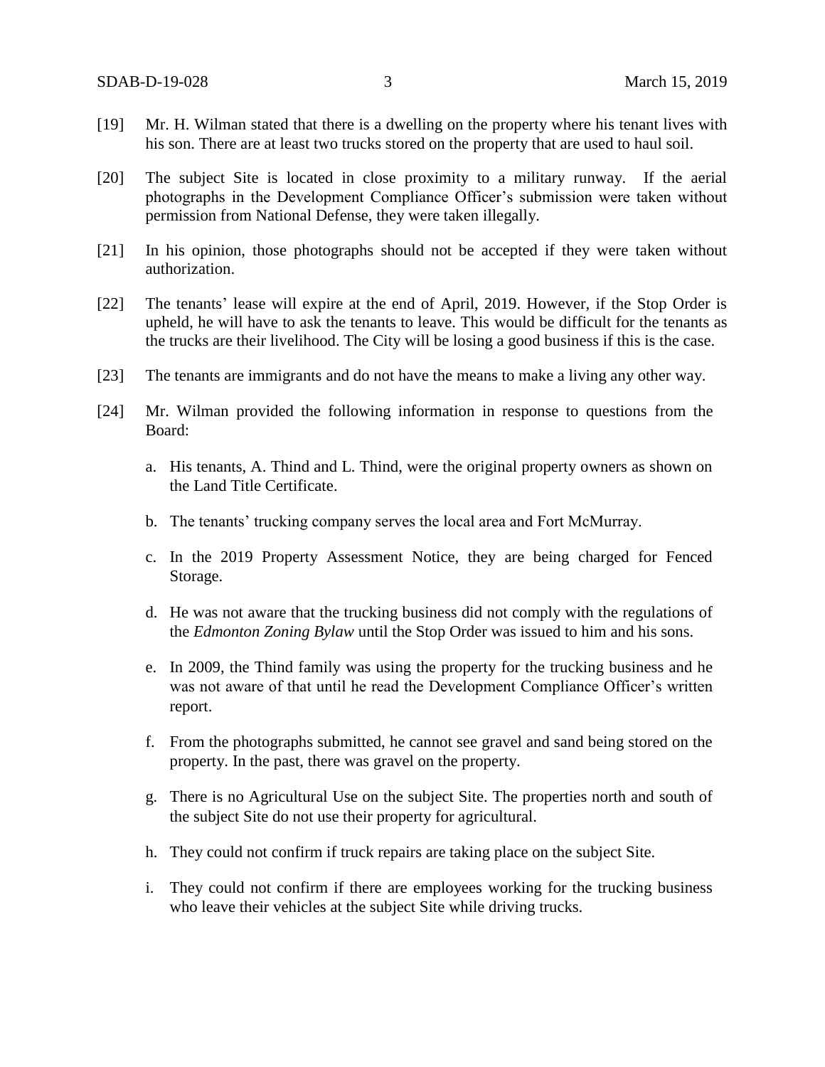[19] Mr. H. Wilman stated that there is a dwelling on the property where his tenant lives with his son. There are at least two trucks stored on the property that are used to haul soil.

[20] The subject Site is located in close proximity to a military runway. If the aerial photographs in the Development Compliance Officer's submission were taken without permission from National Defense, they were taken illegally.

[21] In his opinion, those photographs should not be accepted if they were taken without authorization.

[22] The tenants' lease will expire at the end of April, 2019. However, if the Stop Order is upheld, he will have to ask the tenants to leave. This would be difficult for the tenants as the trucks are their livelihood. The City will be losing a good business if this is the case.

[23] The tenants are immigrants and do not have the means to make a living any other way.

[24] Mr. Wilman provided the following information in response to questions from the Board:

a. His tenants, A. Thind and L. Thind, were the original property owners as shown on the Land Title Certificate.

b. The tenants' trucking company serves the local area and Fort McMurray.

c. In the 2019 Property Assessment Notice, they are being charged for Fenced Storage.

d. He was not aware that the trucking business did not comply with the regulations of the *Edmonton Zoning Bylaw* until the Stop Order was issued to him and his sons.

e. In 2009, the Thind family was using the property for the trucking business and he was not aware of that until he read the Development Compliance Officer's written report.

f. From the photographs submitted, he cannot see gravel and sand being stored on the property. In the past, there was gravel on the property.

g. There is no Agricultural Use on the subject Site. The properties north and south of the subject Site do not use their property for agricultural.

h. They could not confirm if truck repairs are taking place on the subject Site.

i. They could not confirm if there are employees working for the trucking business who leave their vehicles at the subject Site while driving trucks.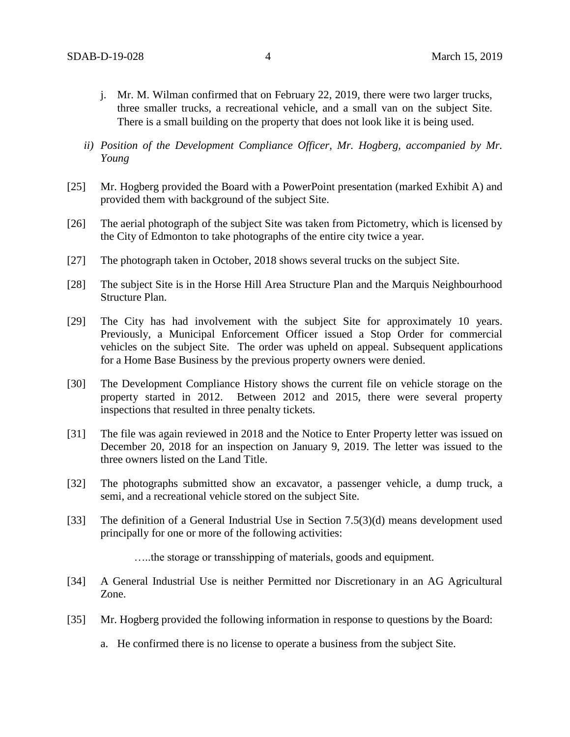j. Mr. M. Wilman confirmed that on February 22, 2019, there were two larger trucks, three smaller trucks, a recreational vehicle, and a small van on the subject Site. There is a small building on the property that does not look like it is being used.

*ii) Position of the Development Compliance Officer, Mr. Hogberg, accompanied by Mr. Young*

[25] Mr. Hogberg provided the Board with a PowerPoint presentation (marked Exhibit A) and provided them with background of the subject Site.

[26] The aerial photograph of the subject Site was taken from Pictometry, which is licensed by the City of Edmonton to take photographs of the entire city twice a year.

[27] The photograph taken in October, 2018 shows several trucks on the subject Site.

[28] The subject Site is in the Horse Hill Area Structure Plan and the Marquis Neighbourhood Structure Plan.

[29] The City has had involvement with the subject Site for approximately 10 years. Previously, a Municipal Enforcement Officer issued a Stop Order for commercial vehicles on the subject Site. The order was upheld on appeal. Subsequent applications for a Home Base Business by the previous property owners were denied.

[30] The Development Compliance History shows the current file on vehicle storage on the property started in 2012. Between 2012 and 2015, there were several property inspections that resulted in three penalty tickets.

[31] The file was again reviewed in 2018 and the Notice to Enter Property letter was issued on December 20, 2018 for an inspection on January 9, 2019. The letter was issued to the three owners listed on the Land Title.

[32] The photographs submitted show an excavator, a passenger vehicle, a dump truck, a semi, and a recreational vehicle stored on the subject Site.

[33] The definition of a General Industrial Use in Section 7.5(3)(d) means development used principally for one or more of the following activities:

> …..the storage or transshipping of materials, goods and equipment.

[34] A General Industrial Use is neither Permitted nor Discretionary in an AG Agricultural Zone.

[35] Mr. Hogberg provided the following information in response to questions by the Board:

a. He confirmed there is no license to operate a business from the subject Site.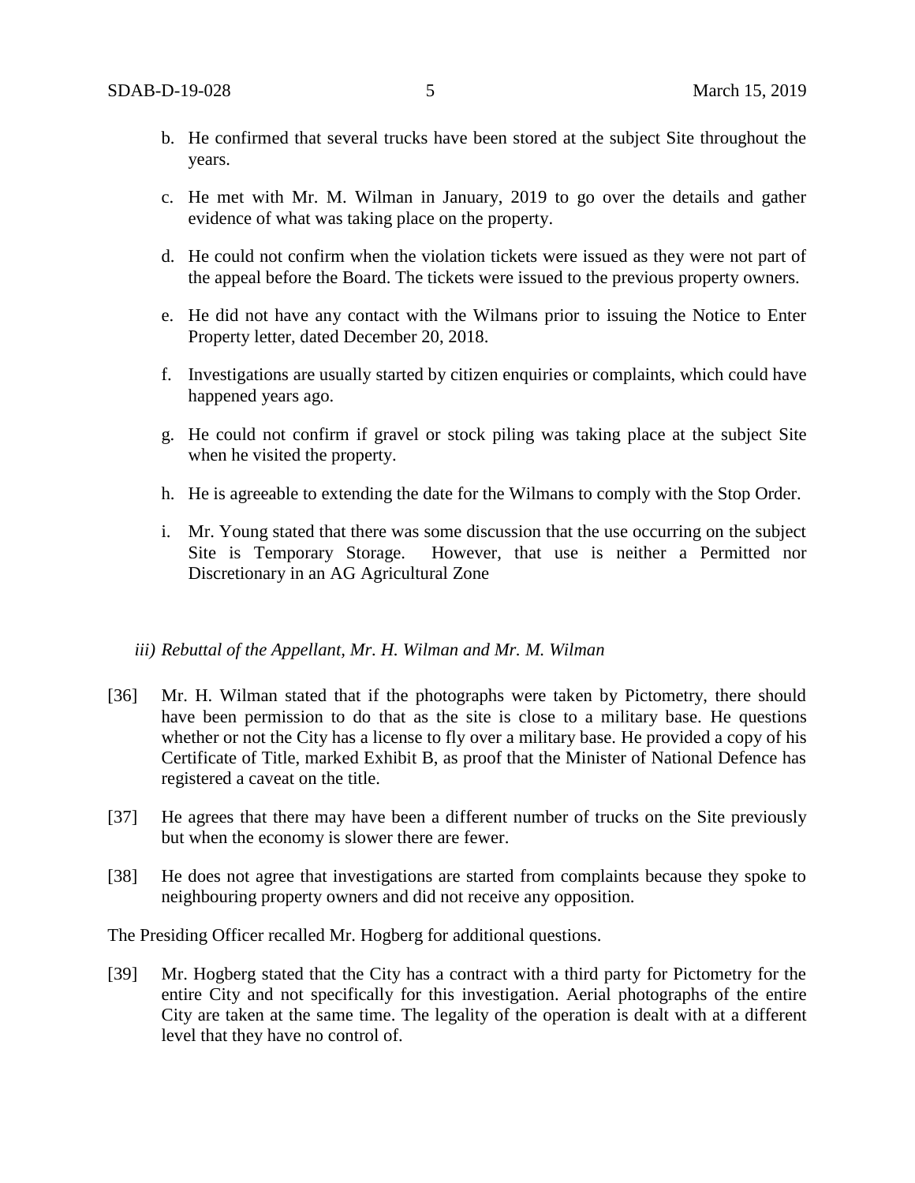b. He confirmed that several trucks have been stored at the subject Site throughout the years.

c. He met with Mr. M. Wilman in January, 2019 to go over the details and gather evidence of what was taking place on the property.

d. He could not confirm when the violation tickets were issued as they were not part of the appeal before the Board. The tickets were issued to the previous property owners.

e. He did not have any contact with the Wilmans prior to issuing the Notice to Enter Property letter, dated December 20, 2018.

f. Investigations are usually started by citizen enquiries or complaints, which could have happened years ago.

g. He could not confirm if gravel or stock piling was taking place at the subject Site when he visited the property.

h. He is agreeable to extending the date for the Wilmans to comply with the Stop Order.

i. Mr. Young stated that there was some discussion that the use occurring on the subject Site is Temporary Storage. However, that use is neither a Permitted nor Discretionary in an AG Agricultural Zone

*iii) Rebuttal of the Appellant, Mr. H. Wilman and Mr. M. Wilman*

[36] Mr. H. Wilman stated that if the photographs were taken by Pictometry, there should have been permission to do that as the site is close to a military base. He questions whether or not the City has a license to fly over a military base. He provided a copy of his Certificate of Title, marked Exhibit B, as proof that the Minister of National Defence has registered a caveat on the title.

[37] He agrees that there may have been a different number of trucks on the Site previously but when the economy is slower there are fewer.

[38] He does not agree that investigations are started from complaints because they spoke to neighbouring property owners and did not receive any opposition.

The Presiding Officer recalled Mr. Hogberg for additional questions.

[39] Mr. Hogberg stated that the City has a contract with a third party for Pictometry for the entire City and not specifically for this investigation. Aerial photographs of the entire City are taken at the same time. The legality of the operation is dealt with at a different level that they have no control of.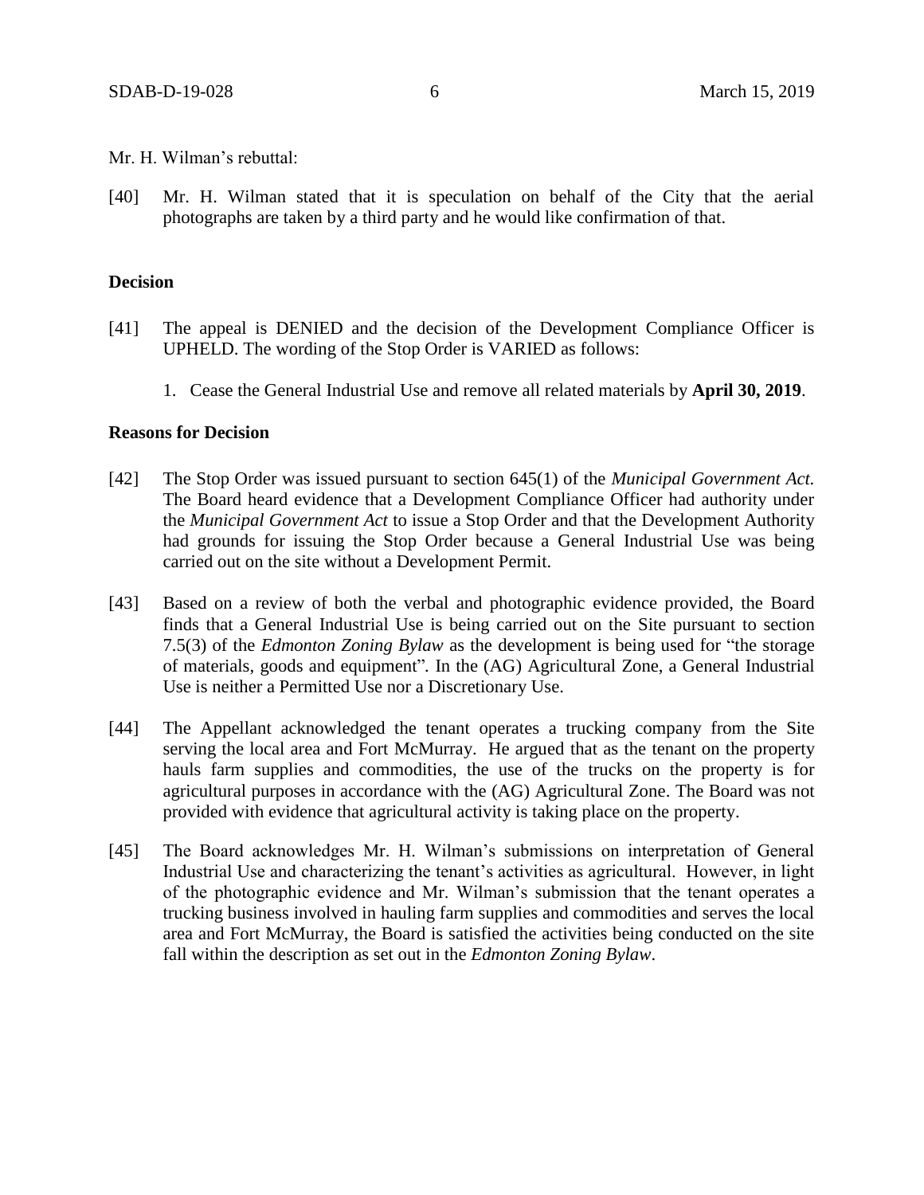Mr. H. Wilman's rebuttal:

[40] Mr. H. Wilman stated that it is speculation on behalf of the City that the aerial photographs are taken by a third party and he would like confirmation of that.

**Decision**

[41] The appeal is DENIED and the decision of the Development Compliance Officer is UPHELD. The wording of the Stop Order is VARIED as follows:

1. Cease the General Industrial Use and remove all related materials by **April 30, 2019**.

**Reasons for Decision**

[42] The Stop Order was issued pursuant to section 645(1) of the *Municipal Government Act*. The Board heard evidence that a Development Compliance Officer had authority under the *Municipal Government Act* to issue a Stop Order and that the Development Authority had grounds for issuing the Stop Order because a General Industrial Use was being carried out on the site without a Development Permit.

[43] Based on a review of both the verbal and photographic evidence provided, the Board finds that a General Industrial Use is being carried out on the Site pursuant to section 7.5(3) of the *Edmonton Zoning Bylaw* as the development is being used for "the storage of materials, goods and equipment". In the (AG) Agricultural Zone, a General Industrial Use is neither a Permitted Use nor a Discretionary Use.

[44] The Appellant acknowledged the tenant operates a trucking company from the Site serving the local area and Fort McMurray. He argued that as the tenant on the property hauls farm supplies and commodities, the use of the trucks on the property is for agricultural purposes in accordance with the (AG) Agricultural Zone. The Board was not provided with evidence that agricultural activity is taking place on the property.

[45] The Board acknowledges Mr. H. Wilman's submissions on interpretation of General Industrial Use and characterizing the tenant's activities as agricultural. However, in light of the photographic evidence and Mr. Wilman's submission that the tenant operates a trucking business involved in hauling farm supplies and commodities and serves the local area and Fort McMurray, the Board is satisfied the activities being conducted on the site fall within the description as set out in the *Edmonton Zoning Bylaw*.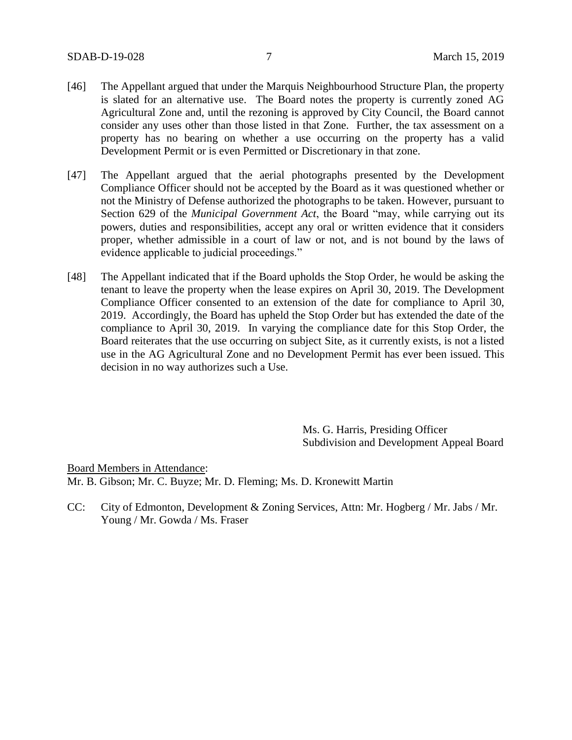[46] The Appellant argued that under the Marquis Neighbourhood Structure Plan, the property is slated for an alternative use. The Board notes the property is currently zoned AG Agricultural Zone and, until the rezoning is approved by City Council, the Board cannot consider any uses other than those listed in that Zone. Further, the tax assessment on a property has no bearing on whether a use occurring on the property has a valid Development Permit or is even Permitted or Discretionary in that zone.

[47] The Appellant argued that the aerial photographs presented by the Development Compliance Officer should not be accepted by the Board as it was questioned whether or not the Ministry of Defense authorized the photographs to be taken. However, pursuant to Section 629 of the *Municipal Government Act*, the Board "may, while carrying out its powers, duties and responsibilities, accept any oral or written evidence that it considers proper, whether admissible in a court of law or not, and is not bound by the laws of evidence applicable to judicial proceedings."

[48] The Appellant indicated that if the Board upholds the Stop Order, he would be asking the tenant to leave the property when the lease expires on April 30, 2019. The Development Compliance Officer consented to an extension of the date for compliance to April 30, 2019. Accordingly, the Board has upheld the Stop Order but has extended the date of the compliance to April 30, 2019. In varying the compliance date for this Stop Order, the Board reiterates that the use occurring on subject Site, as it currently exists, is not a listed use in the AG Agricultural Zone and no Development Permit has ever been issued. This decision in no way authorizes such a Use.

Ms. G. Harris, Presiding Officer
Subdivision and Development Appeal Board

Board Members in Attendance:
Mr. B. Gibson; Mr. C. Buyze; Mr. D. Fleming; Ms. D. Kronewitt Martin

CC: City of Edmonton, Development & Zoning Services, Attn: Mr. Hogberg / Mr. Jabs / Mr. Young / Mr. Gowda / Ms. Fraser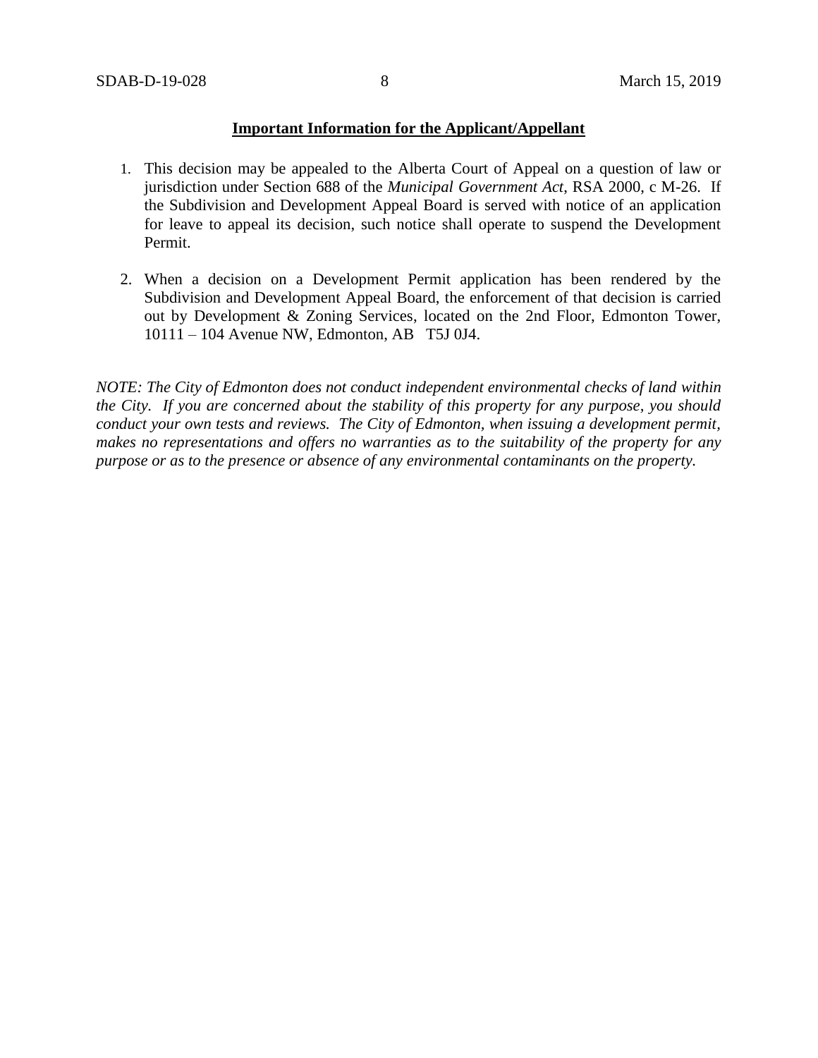**Important Information for the Applicant/Appellant**

1. This decision may be appealed to the Alberta Court of Appeal on a question of law or jurisdiction under Section 688 of the *Municipal Government Act*, RSA 2000, c M-26. If the Subdivision and Development Appeal Board is served with notice of an application for leave to appeal its decision, such notice shall operate to suspend the Development Permit.

2. When a decision on a Development Permit application has been rendered by the Subdivision and Development Appeal Board, the enforcement of that decision is carried out by Development & Zoning Services, located on the 2nd Floor, Edmonton Tower, 10111 – 104 Avenue NW, Edmonton, AB T5J 0J4.

*NOTE: The City of Edmonton does not conduct independent environmental checks of land within the City. If you are concerned about the stability of this property for any purpose, you should conduct your own tests and reviews. The City of Edmonton, when issuing a development permit, makes no representations and offers no warranties as to the suitability of the property for any purpose or as to the presence or absence of any environmental contaminants on the property.*